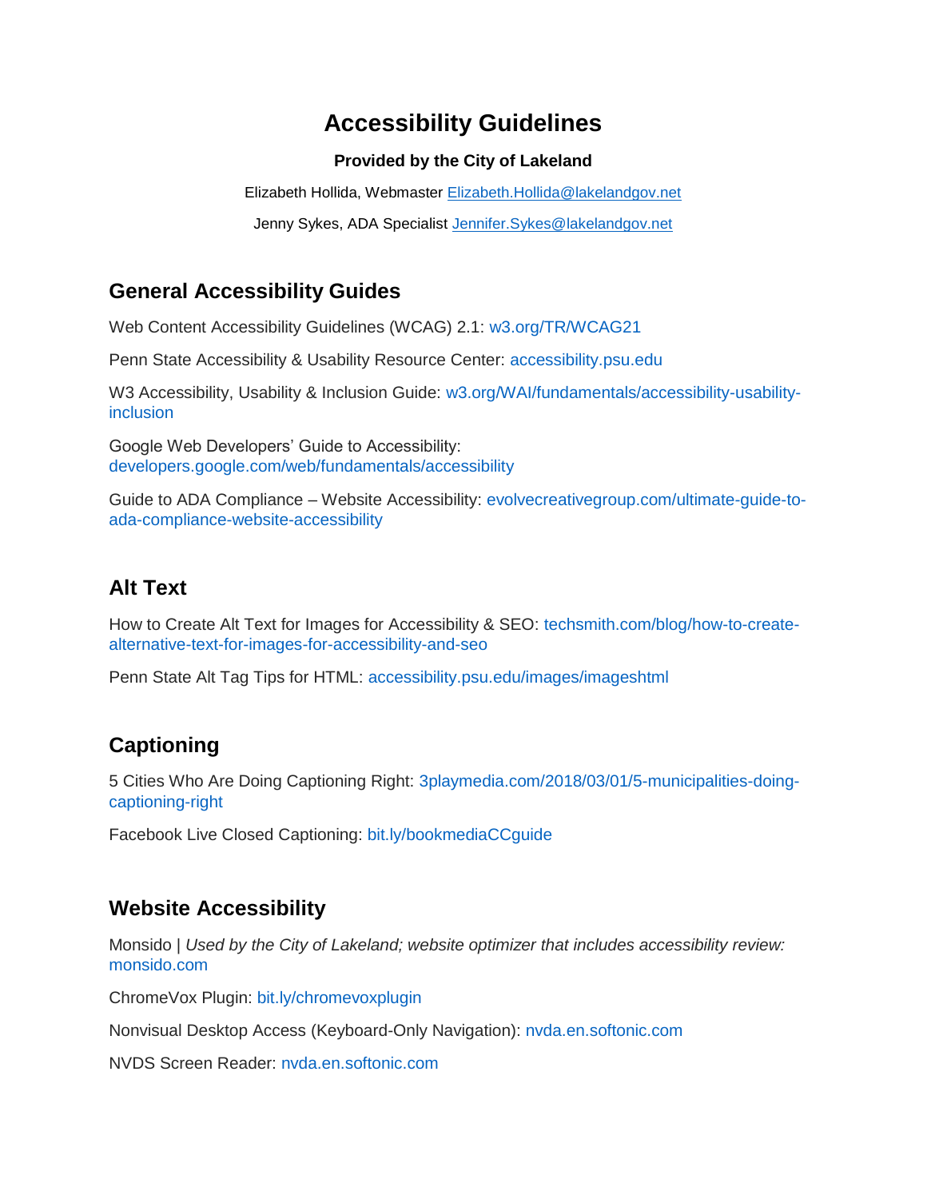# Accessibility Guidelines

**Provided by the City of Lakeland**

Elizabeth Hollida, Webmaster Elizabeth.Hollida@lakelandgov.net

Jenny Sykes, ADA Specialist Jennifer.Sykes@lakelandgov.net

## General Accessibility Guides

Web Content Accessibility Guidelines (WCAG) 2.1: w3.org/TR/WCAG21

Penn State Accessibility & Usability Resource Center: accessibility.psu.edu

W3 Accessibility, Usability & Inclusion Guide: w3.org/WAI/fundamentals/accessibility-usability-inclusion

Google Web Developers' Guide to Accessibility: developers.google.com/web/fundamentals/accessibility

Guide to ADA Compliance – Website Accessibility: evolvecreativegroup.com/ultimate-guide-to-ada-compliance-website-accessibility

## Alt Text

How to Create Alt Text for Images for Accessibility & SEO: techsmith.com/blog/how-to-create-alternative-text-for-images-for-accessibility-and-seo

Penn State Alt Tag Tips for HTML: accessibility.psu.edu/images/imageshtml

## Captioning

5 Cities Who Are Doing Captioning Right: 3playmedia.com/2018/03/01/5-municipalities-doing-captioning-right

Facebook Live Closed Captioning: bit.ly/bookmediaCCguide

## Website Accessibility

Monsido | *Used by the City of Lakeland; website optimizer that includes accessibility review:* monsido.com

ChromeVox Plugin: bit.ly/chromevoxplugin

Nonvisual Desktop Access (Keyboard-Only Navigation): nvda.en.softonic.com

NVDS Screen Reader: nvda.en.softonic.com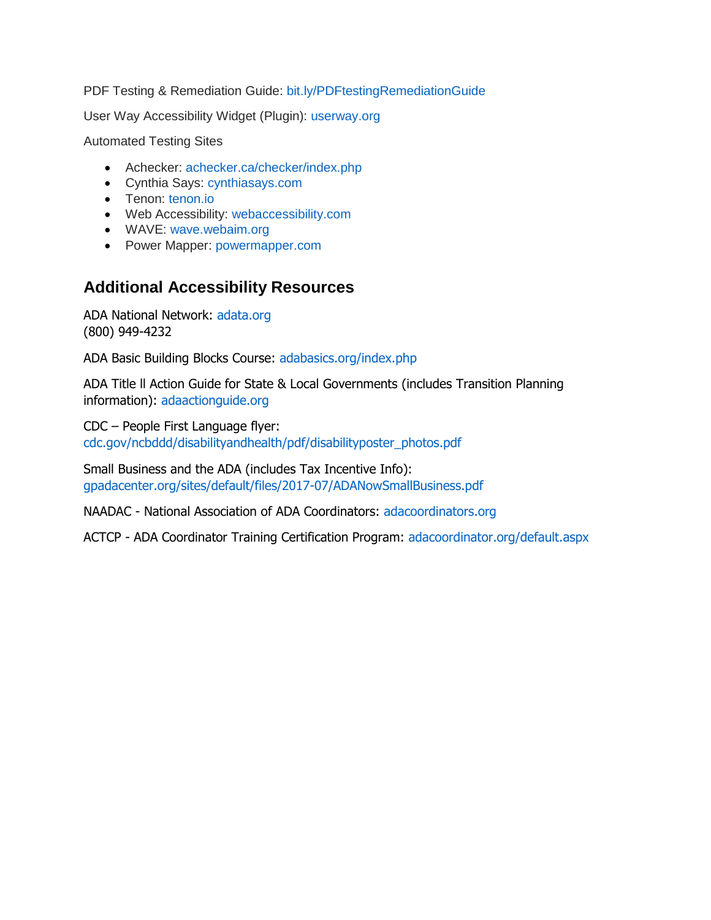PDF Testing & Remediation Guide: bit.ly/PDFtestingRemediationGuide

User Way Accessibility Widget (Plugin): userway.org

Automated Testing Sites

- Achecker: achecker.ca/checker/index.php
- Cynthia Says: cynthiasays.com
- Tenon: tenon.io
- Web Accessibility: webaccessibility.com
- WAVE: wave.webaim.org
- Power Mapper: powermapper.com

## Additional Accessibility Resources

ADA National Network: adata.org  
(800) 949-4232

ADA Basic Building Blocks Course: adabasics.org/index.php

ADA Title ll Action Guide for State & Local Governments (includes Transition Planning information): adaactionguide.org

CDC – People First Language flyer:  
cdc.gov/ncbddd/disabilityandhealth/pdf/disabilityposter_photos.pdf

Small Business and the ADA (includes Tax Incentive Info):  
gpadacenter.org/sites/default/files/2017-07/ADANowSmallBusiness.pdf

NAADAC - National Association of ADA Coordinators: adacoordinators.org

ACTCP - ADA Coordinator Training Certification Program: adacoordinator.org/default.aspx